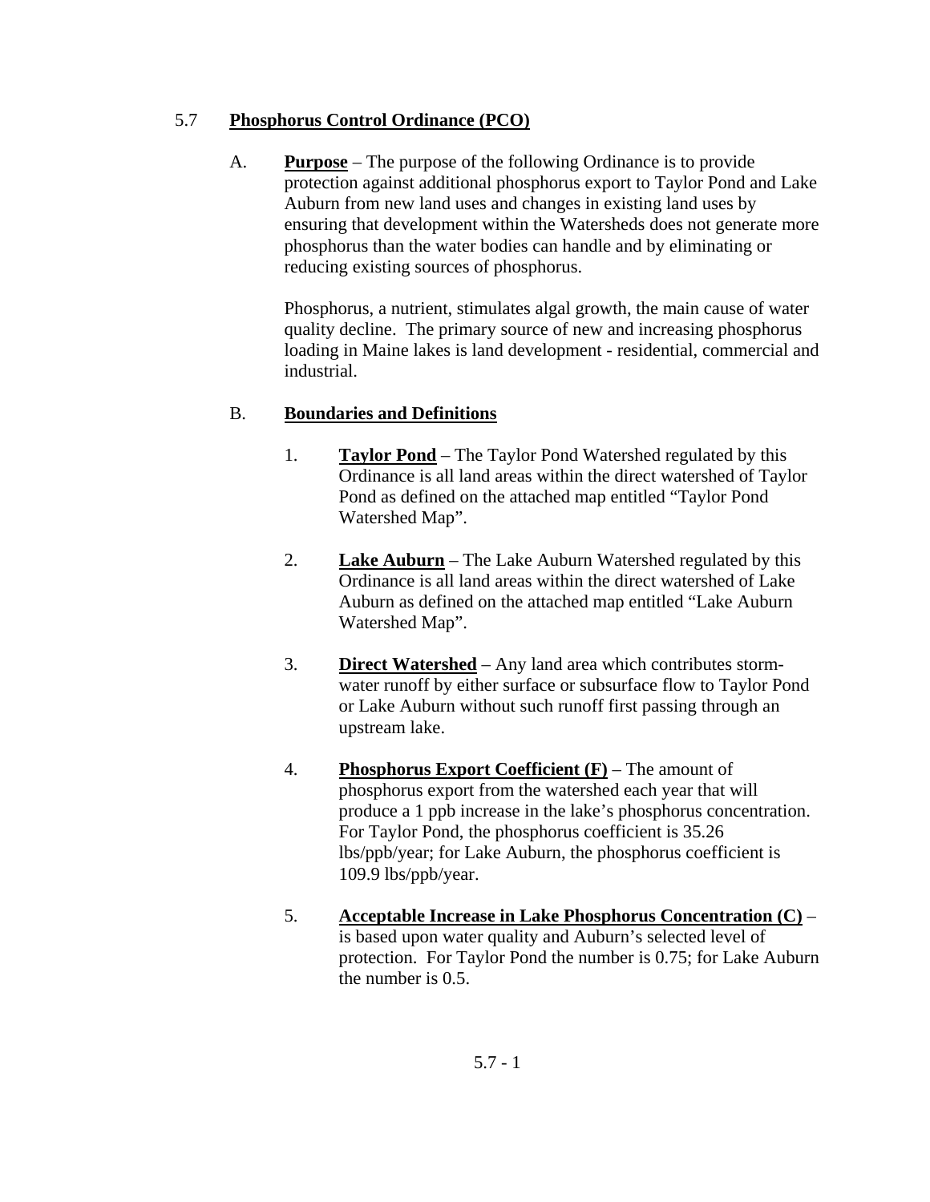## 5.7 **Phosphorus Control Ordinance (PCO)**

A. **Purpose** – The purpose of the following Ordinance is to provide protection against additional phosphorus export to Taylor Pond and Lake Auburn from new land uses and changes in existing land uses by ensuring that development within the Watersheds does not generate more phosphorus than the water bodies can handle and by eliminating or reducing existing sources of phosphorus.

Phosphorus, a nutrient, stimulates algal growth, the main cause of water quality decline. The primary source of new and increasing phosphorus loading in Maine lakes is land development - residential, commercial and industrial.

B. **Boundaries and Definitions**

1. **Taylor Pond** – The Taylor Pond Watershed regulated by this Ordinance is all land areas within the direct watershed of Taylor Pond as defined on the attached map entitled "Taylor Pond Watershed Map".

2. **Lake Auburn** – The Lake Auburn Watershed regulated by this Ordinance is all land areas within the direct watershed of Lake Auburn as defined on the attached map entitled "Lake Auburn Watershed Map".

3. **Direct Watershed** – Any land area which contributes storm-water runoff by either surface or subsurface flow to Taylor Pond or Lake Auburn without such runoff first passing through an upstream lake.

4. **Phosphorus Export Coefficient (F)** – The amount of phosphorus export from the watershed each year that will produce a 1 ppb increase in the lake's phosphorus concentration. For Taylor Pond, the phosphorus coefficient is 35.26 lbs/ppb/year; for Lake Auburn, the phosphorus coefficient is 109.9 lbs/ppb/year.

5. **Acceptable Increase in Lake Phosphorus Concentration (C)** – is based upon water quality and Auburn's selected level of protection. For Taylor Pond the number is 0.75; for Lake Auburn the number is 0.5.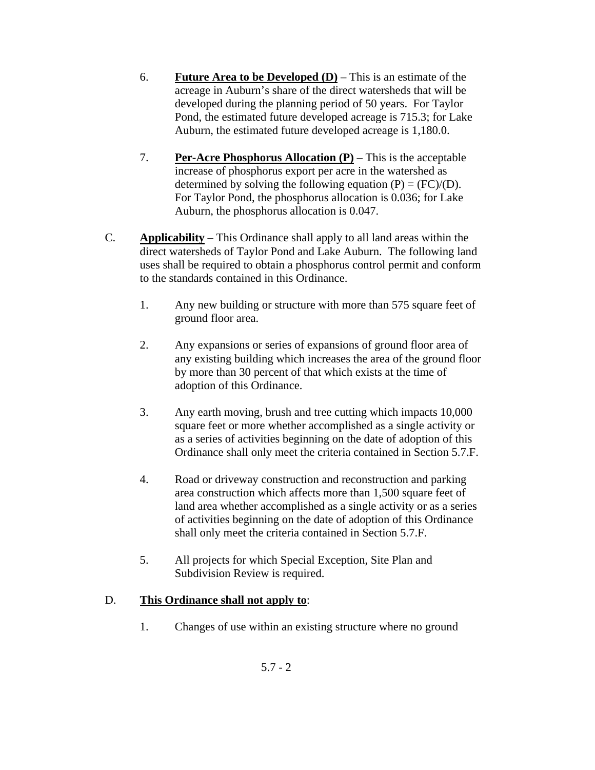6. **<u>Future Area to be Developed (D)</u>** – This is an estimate of the acreage in Auburn's share of the direct watersheds that will be developed during the planning period of 50 years. For Taylor Pond, the estimated future developed acreage is 715.3; for Lake Auburn, the estimated future developed acreage is 1,180.0.

7. **<u>Per-Acre Phosphorus Allocation (P)</u>** – This is the acceptable increase of phosphorus export per acre in the watershed as determined by solving the following equation (P) = (FC)/(D). For Taylor Pond, the phosphorus allocation is 0.036; for Lake Auburn, the phosphorus allocation is 0.047.

C. **<u>Applicability</u>** – This Ordinance shall apply to all land areas within the direct watersheds of Taylor Pond and Lake Auburn. The following land uses shall be required to obtain a phosphorus control permit and conform to the standards contained in this Ordinance.

1. Any new building or structure with more than 575 square feet of ground floor area.

2. Any expansions or series of expansions of ground floor area of any existing building which increases the area of the ground floor by more than 30 percent of that which exists at the time of adoption of this Ordinance.

3. Any earth moving, brush and tree cutting which impacts 10,000 square feet or more whether accomplished as a single activity or as a series of activities beginning on the date of adoption of this Ordinance shall only meet the criteria contained in Section 5.7.F.

4. Road or driveway construction and reconstruction and parking area construction which affects more than 1,500 square feet of land area whether accomplished as a single activity or as a series of activities beginning on the date of adoption of this Ordinance shall only meet the criteria contained in Section 5.7.F.

5. All projects for which Special Exception, Site Plan and Subdivision Review is required.

D. **<u>This Ordinance shall not apply to</u>**:

1. Changes of use within an existing structure where no ground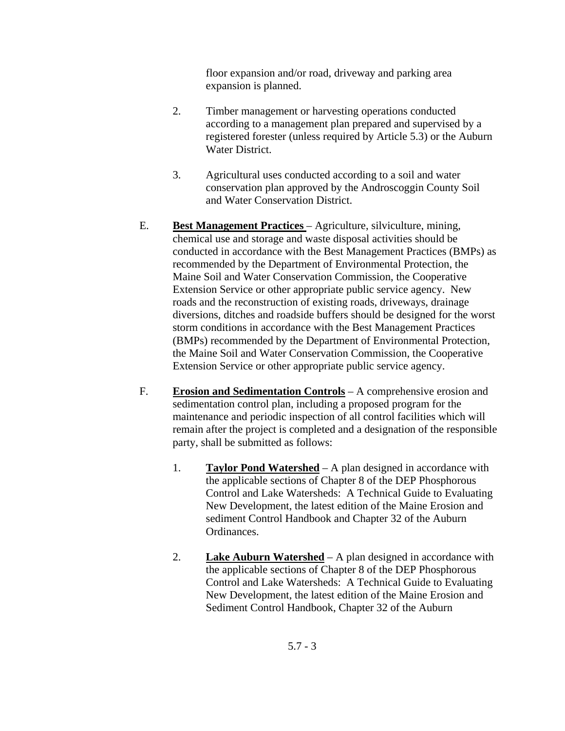floor expansion and/or road, driveway and parking area expansion is planned.

2. Timber management or harvesting operations conducted according to a management plan prepared and supervised by a registered forester (unless required by Article 5.3) or the Auburn Water District.

3. Agricultural uses conducted according to a soil and water conservation plan approved by the Androscoggin County Soil and Water Conservation District.

E. **Best Management Practices** – Agriculture, silviculture, mining, chemical use and storage and waste disposal activities should be conducted in accordance with the Best Management Practices (BMPs) as recommended by the Department of Environmental Protection, the Maine Soil and Water Conservation Commission, the Cooperative Extension Service or other appropriate public service agency. New roads and the reconstruction of existing roads, driveways, drainage diversions, ditches and roadside buffers should be designed for the worst storm conditions in accordance with the Best Management Practices (BMPs) recommended by the Department of Environmental Protection, the Maine Soil and Water Conservation Commission, the Cooperative Extension Service or other appropriate public service agency.

F. **Erosion and Sedimentation Controls** – A comprehensive erosion and sedimentation control plan, including a proposed program for the maintenance and periodic inspection of all control facilities which will remain after the project is completed and a designation of the responsible party, shall be submitted as follows:

1. **Taylor Pond Watershed** – A plan designed in accordance with the applicable sections of Chapter 8 of the DEP Phosphorous Control and Lake Watersheds: A Technical Guide to Evaluating New Development, the latest edition of the Maine Erosion and sediment Control Handbook and Chapter 32 of the Auburn Ordinances.

2. **Lake Auburn Watershed** – A plan designed in accordance with the applicable sections of Chapter 8 of the DEP Phosphorous Control and Lake Watersheds: A Technical Guide to Evaluating New Development, the latest edition of the Maine Erosion and Sediment Control Handbook, Chapter 32 of the Auburn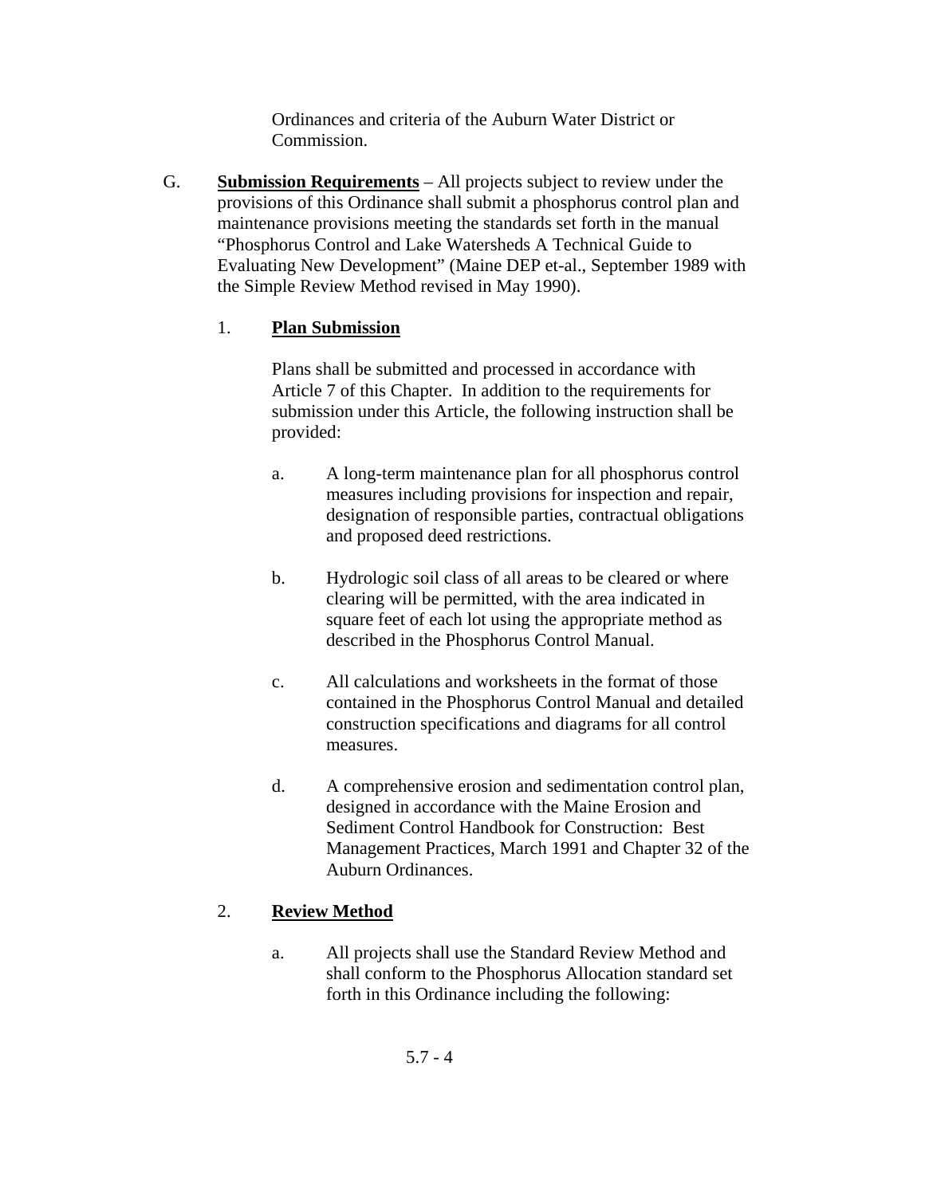Ordinances and criteria of the Auburn Water District or Commission.

G. **<u>Submission Requirements</u>** – All projects subject to review under the provisions of this Ordinance shall submit a phosphorus control plan and maintenance provisions meeting the standards set forth in the manual "Phosphorus Control and Lake Watersheds A Technical Guide to Evaluating New Development" (Maine DEP et-al., September 1989 with the Simple Review Method revised in May 1990).

1. **<u>Plan Submission</u>**

   Plans shall be submitted and processed in accordance with Article 7 of this Chapter. In addition to the requirements for submission under this Article, the following instruction shall be provided:

   a. A long-term maintenance plan for all phosphorus control measures including provisions for inspection and repair, designation of responsible parties, contractual obligations and proposed deed restrictions.

   b. Hydrologic soil class of all areas to be cleared or where clearing will be permitted, with the area indicated in square feet of each lot using the appropriate method as described in the Phosphorus Control Manual.

   c. All calculations and worksheets in the format of those contained in the Phosphorus Control Manual and detailed construction specifications and diagrams for all control measures.

   d. A comprehensive erosion and sedimentation control plan, designed in accordance with the Maine Erosion and Sediment Control Handbook for Construction: Best Management Practices, March 1991 and Chapter 32 of the Auburn Ordinances.

2. **<u>Review Method</u>**

   a. All projects shall use the Standard Review Method and shall conform to the Phosphorus Allocation standard set forth in this Ordinance including the following: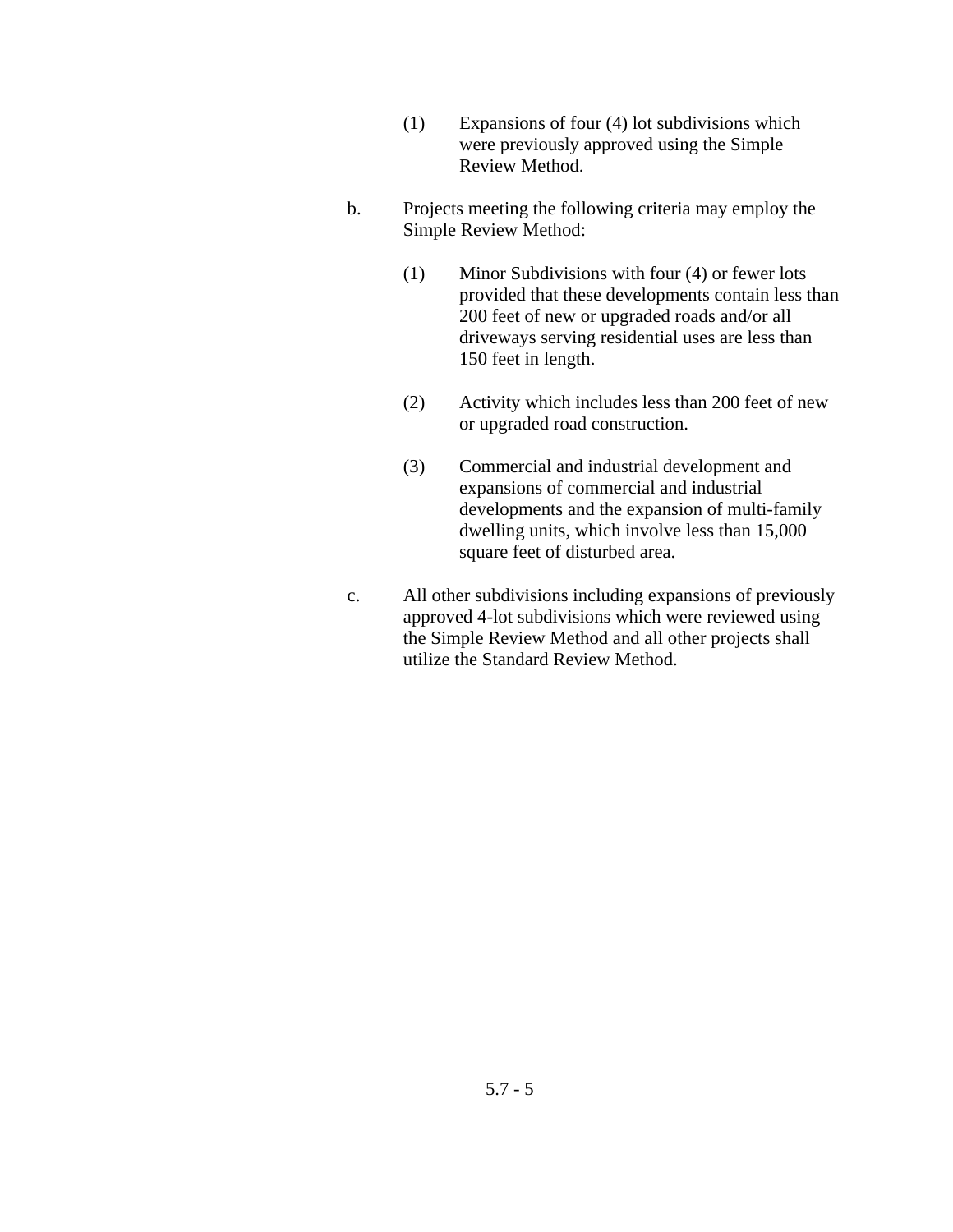(1) Expansions of four (4) lot subdivisions which were previously approved using the Simple Review Method.

b. Projects meeting the following criteria may employ the Simple Review Method:

   (1) Minor Subdivisions with four (4) or fewer lots provided that these developments contain less than 200 feet of new or upgraded roads and/or all driveways serving residential uses are less than 150 feet in length.

   (2) Activity which includes less than 200 feet of new or upgraded road construction.

   (3) Commercial and industrial development and expansions of commercial and industrial developments and the expansion of multi-family dwelling units, which involve less than 15,000 square feet of disturbed area.

c. All other subdivisions including expansions of previously approved 4-lot subdivisions which were reviewed using the Simple Review Method and all other projects shall utilize the Standard Review Method.